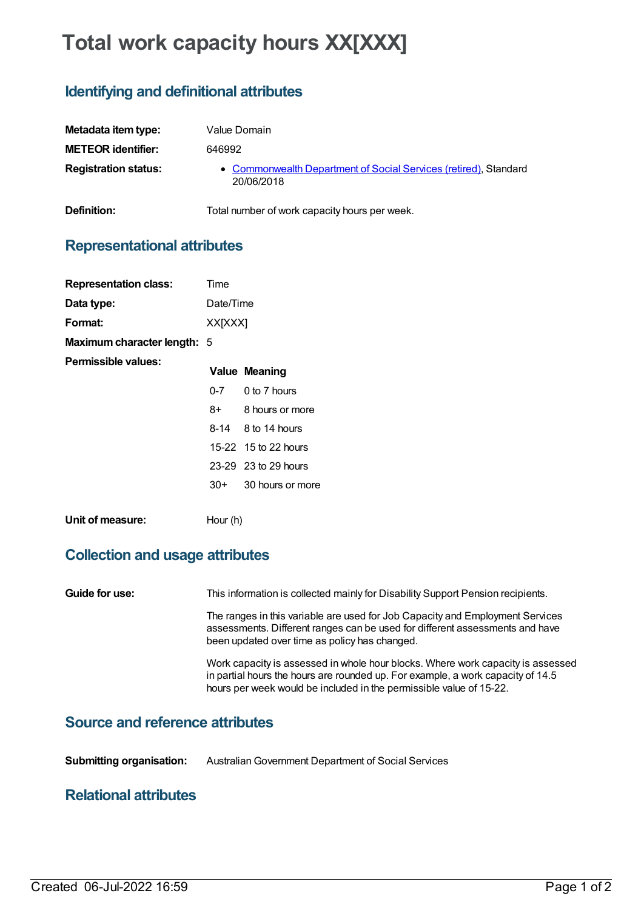# Total work capacity hours XX[XXX]

## Identifying and definitional attributes

| | |
|---|---|
| **Metadata item type:** | Value Domain |
| **METEOR identifier:** | 646992 |
| **Registration status:** | • Commonwealth Department of Social Services (retired), Standard 20/06/2018 |
| **Definition:** | Total number of work capacity hours per week. |

## Representational attributes

| | |
|---|---|
| **Representation class:** | Time |
| **Data type:** | Date/Time |
| **Format:** | XX[XXX] |
| **Maximum character length:** | 5 |

**Permissible values:**

| Value | Meaning |
|---|---|
| 0-7 | 0 to 7 hours |
| 8+ | 8 hours or more |
| 8-14 | 8 to 14 hours |
| 15-22 | 15 to 22 hours |
| 23-29 | 23 to 29 hours |
| 30+ | 30 hours or more |

**Unit of measure:** Hour (h)

## Collection and usage attributes

**Guide for use:**

This information is collected mainly for Disability Support Pension recipients.

The ranges in this variable are used for Job Capacity and Employment Services assessments. Different ranges can be used for different assessments and have been updated over time as policy has changed.

Work capacity is assessed in whole hour blocks. Where work capacity is assessed in partial hours the hours are rounded up. For example, a work capacity of 14.5 hours per week would be included in the permissible value of 15-22.

## Source and reference attributes

**Submitting organisation:** Australian Government Department of Social Services

## Relational attributes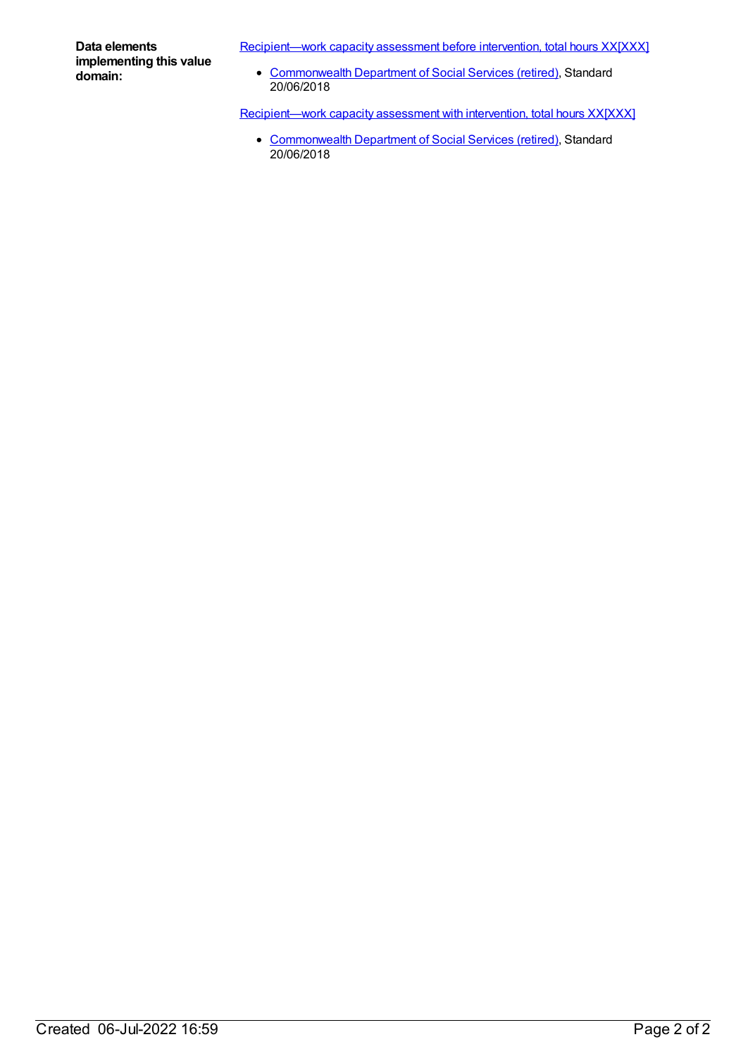**Data elements implementing this value domain:**

Recipient—work capacity assessment before intervention, total hours XX[XXX]

- Commonwealth Department of Social Services (retired), Standard 20/06/2018

Recipient—work capacity assessment with intervention, total hours XX[XXX]

- Commonwealth Department of Social Services (retired), Standard 20/06/2018